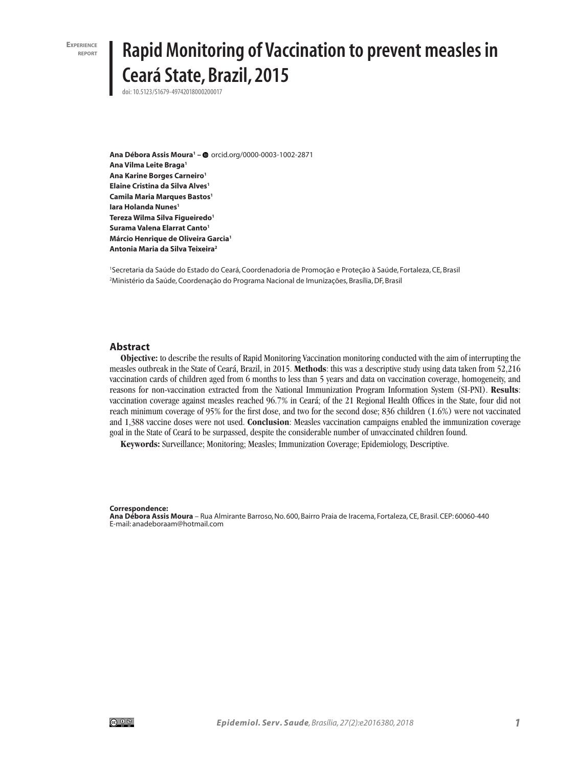Experience report

# Rapid Monitoring of Vaccination to prevent measles in Ceará State, Brazil, 2015

doi: 10.5123/S1679-49742018000200017

**Ana Débora Assis Moura[1]** – orcid.org/0000-0003-1002-2871
**Ana Vilma Leite Braga[1]**
**Ana Karine Borges Carneiro[1]**
**Elaine Cristina da Silva Alves[1]**
**Camila Maria Marques Bastos[1]**
**Iara Holanda Nunes[1]**
**Tereza Wilma Silva Figueiredo[1]**
**Surama Valena Elarrat Canto[1]**
**Márcio Henrique de Oliveira Garcia[1]**
**Antonia Maria da Silva Teixeira[2]**

[1]Secretaria da Saúde do Estado do Ceará, Coordenadoria de Promoção e Proteção à Saúde, Fortaleza, CE, Brasil
[2]Ministério da Saúde, Coordenação do Programa Nacional de Imunizações, Brasília, DF, Brasil

## Abstract

**Objective:** to describe the results of Rapid Monitoring Vaccination monitoring conducted with the aim of interrupting the measles outbreak in the State of Ceará, Brazil, in 2015. **Methods**: this was a descriptive study using data taken from 52,216 vaccination cards of children aged from 6 months to less than 5 years and data on vaccination coverage, homogeneity, and reasons for non-vaccination extracted from the National Immunization Program Information System (SI-PNI). **Results**: vaccination coverage against measles reached 96.7% in Ceará; of the 21 Regional Health Offices in the State, four did not reach minimum coverage of 95% for the first dose, and two for the second dose; 836 children (1.6%) were not vaccinated and 1,388 vaccine doses were not used. **Conclusion**: Measles vaccination campaigns enabled the immunization coverage goal in the State of Ceará to be surpassed, despite the considerable number of unvaccinated children found.

**Keywords:** Surveillance; Monitoring; Measles; Immunization Coverage; Epidemiology, Descriptive.

**Correspondence:**
**Ana Débora Assis Moura** – Rua Almirante Barroso, No. 600, Bairro Praia de Iracema, Fortaleza, CE, Brasil. CEP: 60060-440
E-mail: anadeboraam@hotmail.com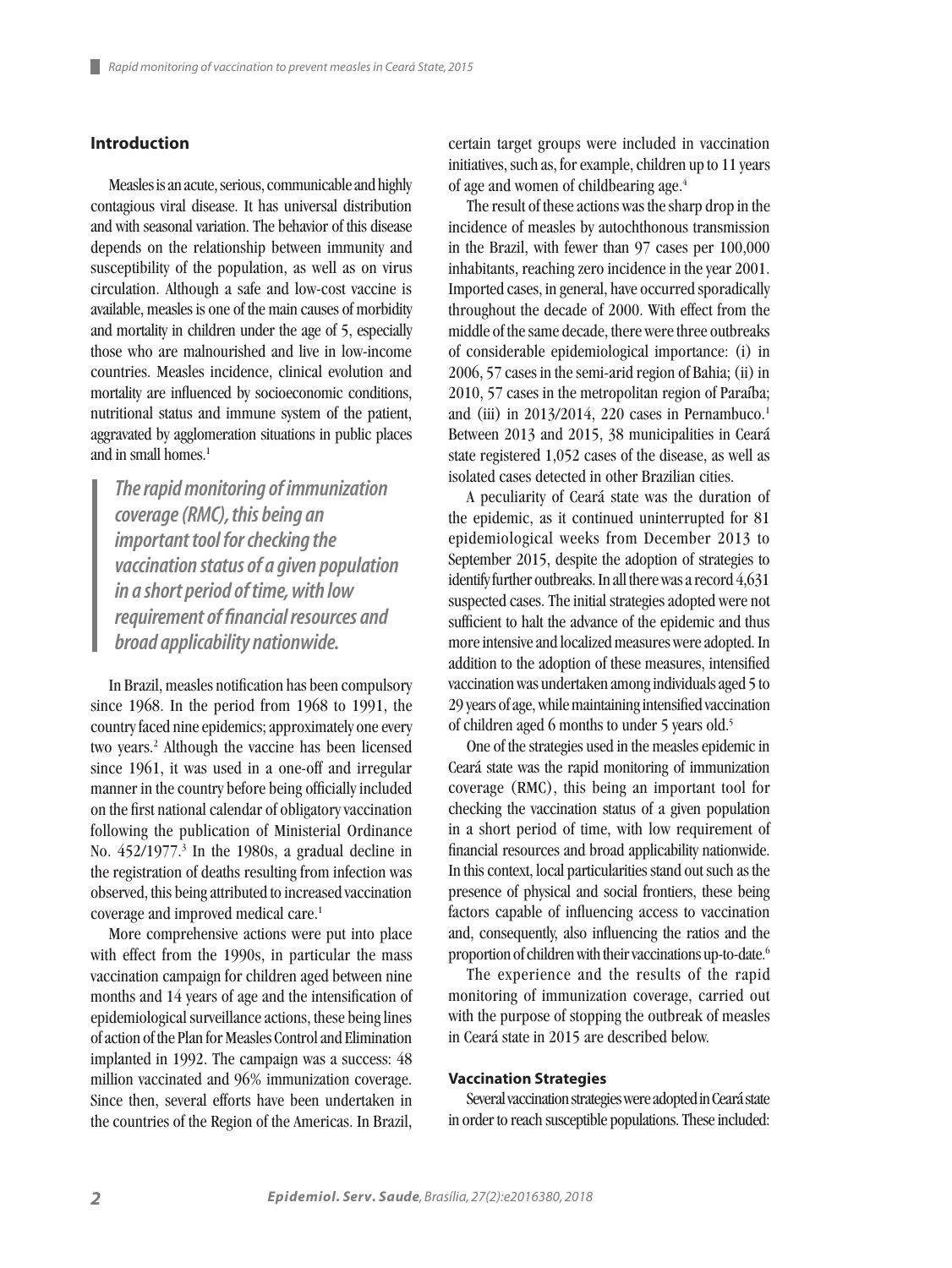## Introduction

Measles is an acute, serious, communicable and highly contagious viral disease. It has universal distribution and with seasonal variation. The behavior of this disease depends on the relationship between immunity and susceptibility of the population, as well as on virus circulation. Although a safe and low-cost vaccine is available, measles is one of the main causes of morbidity and mortality in children under the age of 5, especially those who are malnourished and live in low-income countries. Measles incidence, clinical evolution and mortality are influenced by socioeconomic conditions, nutritional status and immune system of the patient, aggravated by agglomeration situations in public places and in small homes.[1]

> ***The rapid monitoring of immunization coverage (RMC), this being an important tool for checking the vaccination status of a given population in a short period of time, with low requirement of financial resources and broad applicability nationwide.***

In Brazil, measles notification has been compulsory since 1968. In the period from 1968 to 1991, the country faced nine epidemics; approximately one every two years.[2] Although the vaccine has been licensed since 1961, it was used in a one-off and irregular manner in the country before being officially included on the first national calendar of obligatory vaccination following the publication of Ministerial Ordinance No. 452/1977.[3] In the 1980s, a gradual decline in the registration of deaths resulting from infection was observed, this being attributed to increased vaccination coverage and improved medical care.[1]

More comprehensive actions were put into place with effect from the 1990s, in particular the mass vaccination campaign for children aged between nine months and 14 years of age and the intensification of epidemiological surveillance actions, these being lines of action of the Plan for Measles Control and Elimination implanted in 1992. The campaign was a success: 48 million vaccinated and 96% immunization coverage. Since then, several efforts have been undertaken in the countries of the Region of the Americas. In Brazil, certain target groups were included in vaccination initiatives, such as, for example, children up to 11 years of age and women of childbearing age.[4]

The result of these actions was the sharp drop in the incidence of measles by autochthonous transmission in the Brazil, with fewer than 97 cases per 100,000 inhabitants, reaching zero incidence in the year 2001. Imported cases, in general, have occurred sporadically throughout the decade of 2000. With effect from the middle of the same decade, there were three outbreaks of considerable epidemiological importance: (i) in 2006, 57 cases in the semi-arid region of Bahia; (ii) in 2010, 57 cases in the metropolitan region of Paraíba; and (iii) in 2013/2014, 220 cases in Pernambuco.[1] Between 2013 and 2015, 38 municipalities in Ceará state registered 1,052 cases of the disease, as well as isolated cases detected in other Brazilian cities.

A peculiarity of Ceará state was the duration of the epidemic, as it continued uninterrupted for 81 epidemiological weeks from December 2013 to September 2015, despite the adoption of strategies to identify further outbreaks. In all there was a record 4,631 suspected cases. The initial strategies adopted were not sufficient to halt the advance of the epidemic and thus more intensive and localized measures were adopted. In addition to the adoption of these measures, intensified vaccination was undertaken among individuals aged 5 to 29 years of age, while maintaining intensified vaccination of children aged 6 months to under 5 years old.[5]

One of the strategies used in the measles epidemic in Ceará state was the rapid monitoring of immunization coverage (RMC), this being an important tool for checking the vaccination status of a given population in a short period of time, with low requirement of financial resources and broad applicability nationwide. In this context, local particularities stand out such as the presence of physical and social frontiers, these being factors capable of influencing access to vaccination and, consequently, also influencing the ratios and the proportion of children with their vaccinations up-to-date.[6]

The experience and the results of the rapid monitoring of immunization coverage, carried out with the purpose of stopping the outbreak of measles in Ceará state in 2015 are described below.

### Vaccination Strategies

Several vaccination strategies were adopted in Ceará state in order to reach susceptible populations. These included: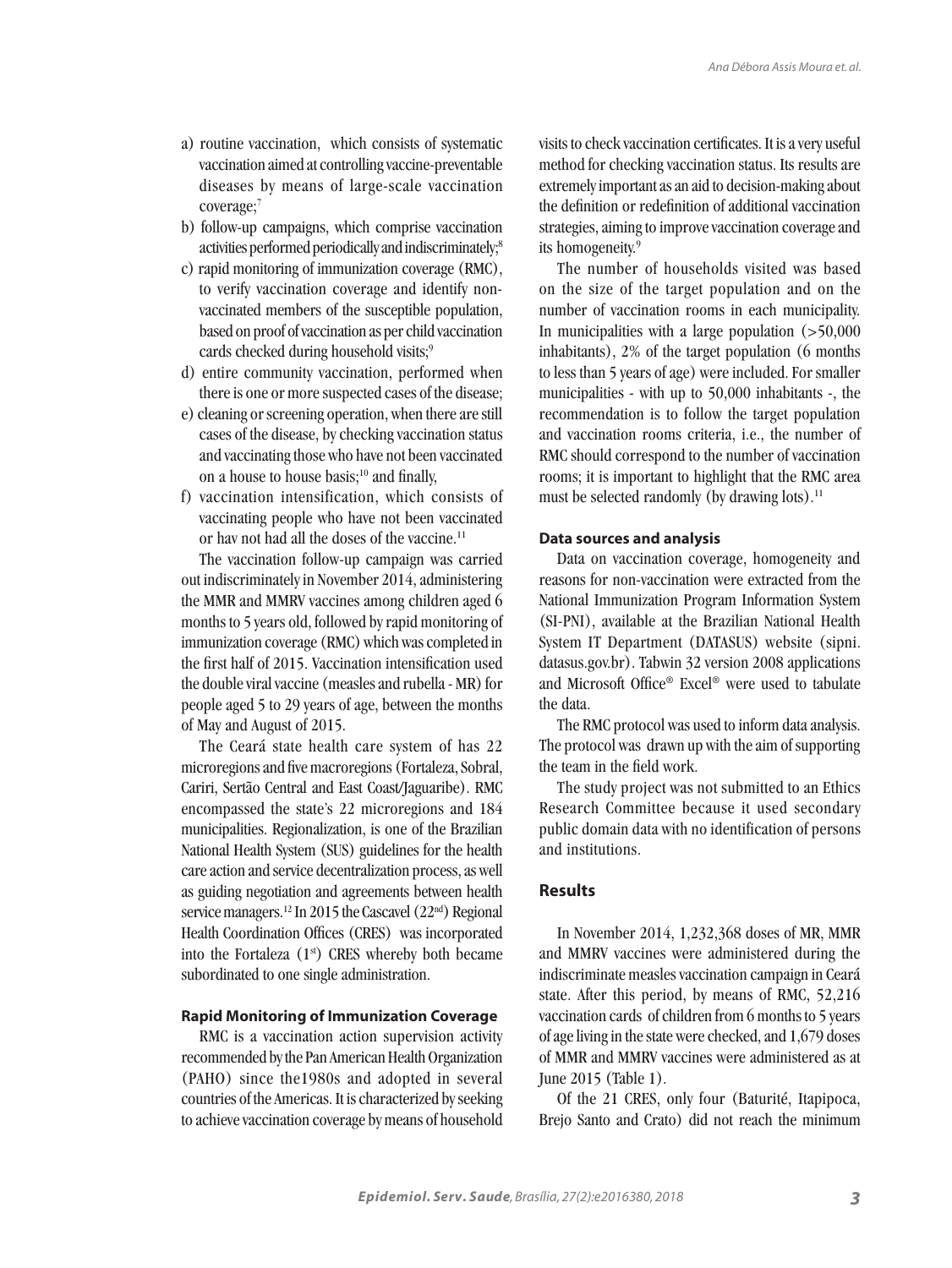a) routine vaccination, which consists of systematic vaccination aimed at controlling vaccine-preventable diseases by means of large-scale vaccination coverage;[7]
b) follow-up campaigns, which comprise vaccination activities performed periodically and indiscriminately;[8]
c) rapid monitoring of immunization coverage (RMC), to verify vaccination coverage and identify non-vaccinated members of the susceptible population, based on proof of vaccination as per child vaccination cards checked during household visits;[9]
d) entire community vaccination, performed when there is one or more suspected cases of the disease;
e) cleaning or screening operation, when there are still cases of the disease, by checking vaccination status and vaccinating those who have not been vaccinated on a house to house basis;[10] and finally,
f) vaccination intensification, which consists of vaccinating people who have not been vaccinated or hav not had all the doses of the vaccine.[11]

The vaccination follow-up campaign was carried out indiscriminately in November 2014, administering the MMR and MMRV vaccines among children aged 6 months to 5 years old, followed by rapid monitoring of immunization coverage (RMC) which was completed in the first half of 2015. Vaccination intensification used the double viral vaccine (measles and rubella - MR) for people aged 5 to 29 years of age, between the months of May and August of 2015.

The Ceará state health care system of has 22 microregions and five macroregions (Fortaleza, Sobral, Cariri, Sertão Central and East Coast/Jaguaribe). RMC encompassed the state's 22 microregions and 184 municipalities. Regionalization, is one of the Brazilian National Health System (SUS) guidelines for the health care action and service decentralization process, as well as guiding negotiation and agreements between health service managers.[12] In 2015 the Cascavel (22nd) Regional Health Coordination Offices (CRES) was incorporated into the Fortaleza (1st) CRES whereby both became subordinated to one single administration.

#### Rapid Monitoring of Immunization Coverage

RMC is a vaccination action supervision activity recommended by the Pan American Health Organization (PAHO) since the1980s and adopted in several countries of the Americas. It is characterized by seeking to achieve vaccination coverage by means of household visits to check vaccination certificates. It is a very useful method for checking vaccination status. Its results are extremely important as an aid to decision-making about the definition or redefinition of additional vaccination strategies, aiming to improve vaccination coverage and its homogeneity.[9]

The number of households visited was based on the size of the target population and on the number of vaccination rooms in each municipality. In municipalities with a large population (>50,000 inhabitants), 2% of the target population (6 months to less than 5 years of age) were included. For smaller municipalities - with up to 50,000 inhabitants -, the recommendation is to follow the target population and vaccination rooms criteria, i.e., the number of RMC should correspond to the number of vaccination rooms; it is important to highlight that the RMC area must be selected randomly (by drawing lots).[11]

#### Data sources and analysis

Data on vaccination coverage, homogeneity and reasons for non-vaccination were extracted from the National Immunization Program Information System (SI-PNI), available at the Brazilian National Health System IT Department (DATASUS) website (sipni.datasus.gov.br). Tabwin 32 version 2008 applications and Microsoft Office® Excel® were used to tabulate the data.

The RMC protocol was used to inform data analysis. The protocol was drawn up with the aim of supporting the team in the field work.

The study project was not submitted to an Ethics Research Committee because it used secondary public domain data with no identification of persons and institutions.

## Results

In November 2014, 1,232,368 doses of MR, MMR and MMRV vaccines were administered during the indiscriminate measles vaccination campaign in Ceará state. After this period, by means of RMC, 52,216 vaccination cards of children from 6 months to 5 years of age living in the state were checked, and 1,679 doses of MMR and MMRV vaccines were administered as at June 2015 (Table 1).

Of the 21 CRES, only four (Baturité, Itapipoca, Brejo Santo and Crato) did not reach the minimum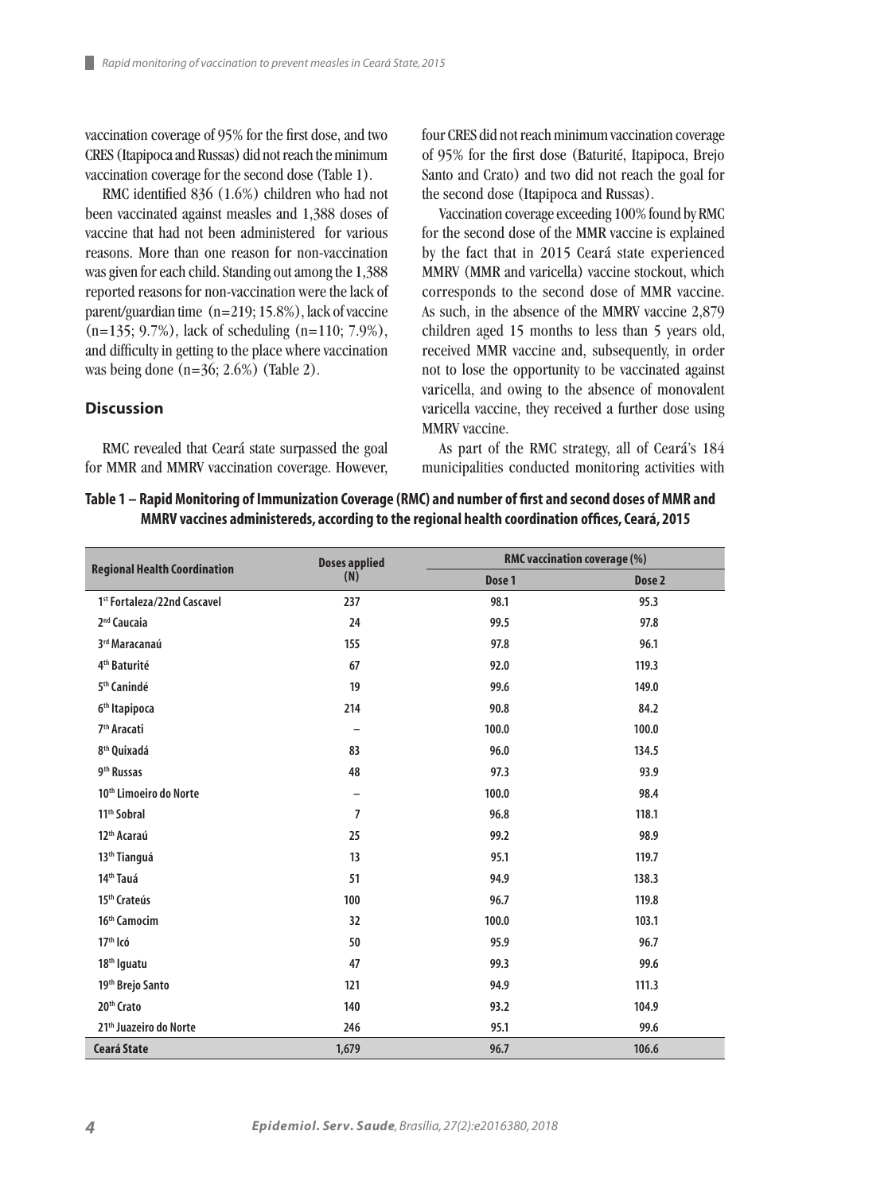vaccination coverage of 95% for the first dose, and two CRES (Itapipoca and Russas) did not reach the minimum vaccination coverage for the second dose (Table 1).

RMC identified 836 (1.6%) children who had not been vaccinated against measles and 1,388 doses of vaccine that had not been administered for various reasons. More than one reason for non-vaccination was given for each child. Standing out among the 1,388 reported reasons for non-vaccination were the lack of parent/guardian time (n=219; 15.8%), lack of vaccine (n=135; 9.7%), lack of scheduling (n=110; 7.9%), and difficulty in getting to the place where vaccination was being done (n=36; 2.6%) (Table 2).

## Discussion

RMC revealed that Ceará state surpassed the goal for MMR and MMRV vaccination coverage. However, four CRES did not reach minimum vaccination coverage of 95% for the first dose (Baturité, Itapipoca, Brejo Santo and Crato) and two did not reach the goal for the second dose (Itapipoca and Russas).

Vaccination coverage exceeding 100% found by RMC for the second dose of the MMR vaccine is explained by the fact that in 2015 Ceará state experienced MMRV (MMR and varicella) vaccine stockout, which corresponds to the second dose of MMR vaccine. As such, in the absence of the MMRV vaccine 2,879 children aged 15 months to less than 5 years old, received MMR vaccine and, subsequently, in order not to lose the opportunity to be vaccinated against varicella, and owing to the absence of monovalent varicella vaccine, they received a further dose using MMRV vaccine.

As part of the RMC strategy, all of Ceará's 184 municipalities conducted monitoring activities with

**Table 1 – Rapid Monitoring of Immunization Coverage (RMC) and number of first and second doses of MMR and MMRV vaccines administereds, according to the regional health coordination offices, Ceará, 2015**

| Regional Health Coordination | Doses applied (N) | RMC vaccination coverage (%) | |
|---|---|---|---|
| | | Dose 1 | Dose 2 |
| 1st Fortaleza/22nd Cascavel | 237 | 98.1 | 95.3 |
| 2nd Caucaia | 24 | 99.5 | 97.8 |
| 3rd Maracanaú | 155 | 97.8 | 96.1 |
| 4th Baturité | 67 | 92.0 | 119.3 |
| 5th Canindé | 19 | 99.6 | 149.0 |
| 6th Itapipoca | 214 | 90.8 | 84.2 |
| 7th Aracati | – | 100.0 | 100.0 |
| 8th Quixadá | 83 | 96.0 | 134.5 |
| 9th Russas | 48 | 97.3 | 93.9 |
| 10th Limoeiro do Norte | – | 100.0 | 98.4 |
| 11th Sobral | 7 | 96.8 | 118.1 |
| 12th Acaraú | 25 | 99.2 | 98.9 |
| 13th Tianguá | 13 | 95.1 | 119.7 |
| 14th Tauá | 51 | 94.9 | 138.3 |
| 15th Crateús | 100 | 96.7 | 119.8 |
| 16th Camocim | 32 | 100.0 | 103.1 |
| 17th Icó | 50 | 95.9 | 96.7 |
| 18th Iguatu | 47 | 99.3 | 99.6 |
| 19th Brejo Santo | 121 | 94.9 | 111.3 |
| 20th Crato | 140 | 93.2 | 104.9 |
| 21th Juazeiro do Norte | 246 | 95.1 | 99.6 |
| **Ceará State** | **1,679** | **96.7** | **106.6** |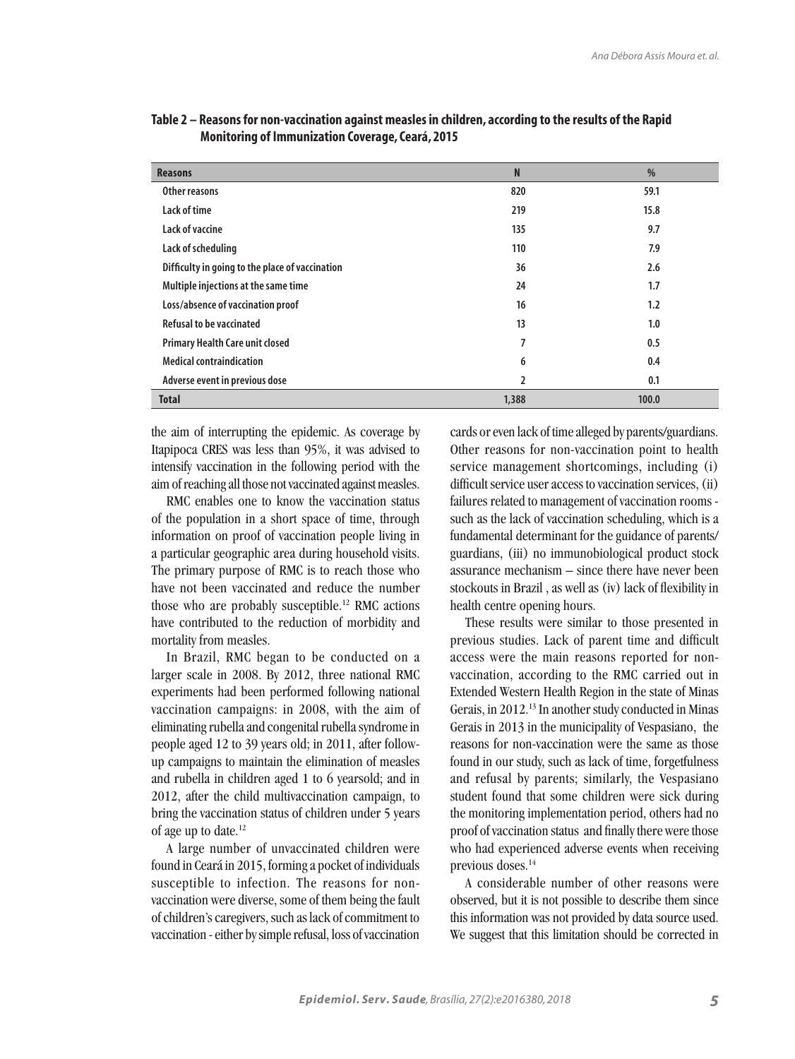**Table 2 – Reasons for non-vaccination against measles in children, according to the results of the Rapid Monitoring of Immunization Coverage, Ceará, 2015**

| Reasons | N | % |
|---|---|---|
| Other reasons | 820 | 59.1 |
| Lack of time | 219 | 15.8 |
| Lack of vaccine | 135 | 9.7 |
| Lack of scheduling | 110 | 7.9 |
| Difficulty in going to the place of vaccination | 36 | 2.6 |
| Multiple injections at the same time | 24 | 1.7 |
| Loss/absence of vaccination proof | 16 | 1.2 |
| Refusal to be vaccinated | 13 | 1.0 |
| Primary Health Care unit closed | 7 | 0.5 |
| Medical contraindication | 6 | 0.4 |
| Adverse event in previous dose | 2 | 0.1 |
| **Total** | **1,388** | **100.0** |

the aim of interrupting the epidemic. As coverage by Itapipoca CRES was less than 95%, it was advised to intensify vaccination in the following period with the aim of reaching all those not vaccinated against measles.

RMC enables one to know the vaccination status of the population in a short space of time, through information on proof of vaccination people living in a particular geographic area during household visits. The primary purpose of RMC is to reach those who have not been vaccinated and reduce the number those who are probably susceptible.[12] RMC actions have contributed to the reduction of morbidity and mortality from measles.

In Brazil, RMC began to be conducted on a larger scale in 2008. By 2012, three national RMC experiments had been performed following national vaccination campaigns: in 2008, with the aim of eliminating rubella and congenital rubella syndrome in people aged 12 to 39 years old; in 2011, after follow-up campaigns to maintain the elimination of measles and rubella in children aged 1 to 6 yearsold; and in 2012, after the child multivaccination campaign, to bring the vaccination status of children under 5 years of age up to date.[12]

A large number of unvaccinated children were found in Ceará in 2015, forming a pocket of individuals susceptible to infection. The reasons for non-vaccination were diverse, some of them being the fault of children's caregivers, such as lack of commitment to vaccination - either by simple refusal, loss of vaccination cards or even lack of time alleged by parents/guardians. Other reasons for non-vaccination point to health service management shortcomings, including (i) difficult service user access to vaccination services, (ii) failures related to management of vaccination rooms - such as the lack of vaccination scheduling, which is a fundamental determinant for the guidance of parents/guardians, (iii) no immunobiological product stock assurance mechanism – since there have never been stockouts in Brazil , as well as (iv) lack of flexibility in health centre opening hours.

These results were similar to those presented in previous studies. Lack of parent time and difficult access were the main reasons reported for non-vaccination, according to the RMC carried out in Extended Western Health Region in the state of Minas Gerais, in 2012.[13] In another study conducted in Minas Gerais in 2013 in the municipality of Vespasiano, the reasons for non-vaccination were the same as those found in our study, such as lack of time, forgetfulness and refusal by parents; similarly, the Vespasiano student found that some children were sick during the monitoring implementation period, others had no proof of vaccination status and finally there were those who had experienced adverse events when receiving previous doses.[14]

A considerable number of other reasons were observed, but it is not possible to describe them since this information was not provided by data source used. We suggest that this limitation should be corrected in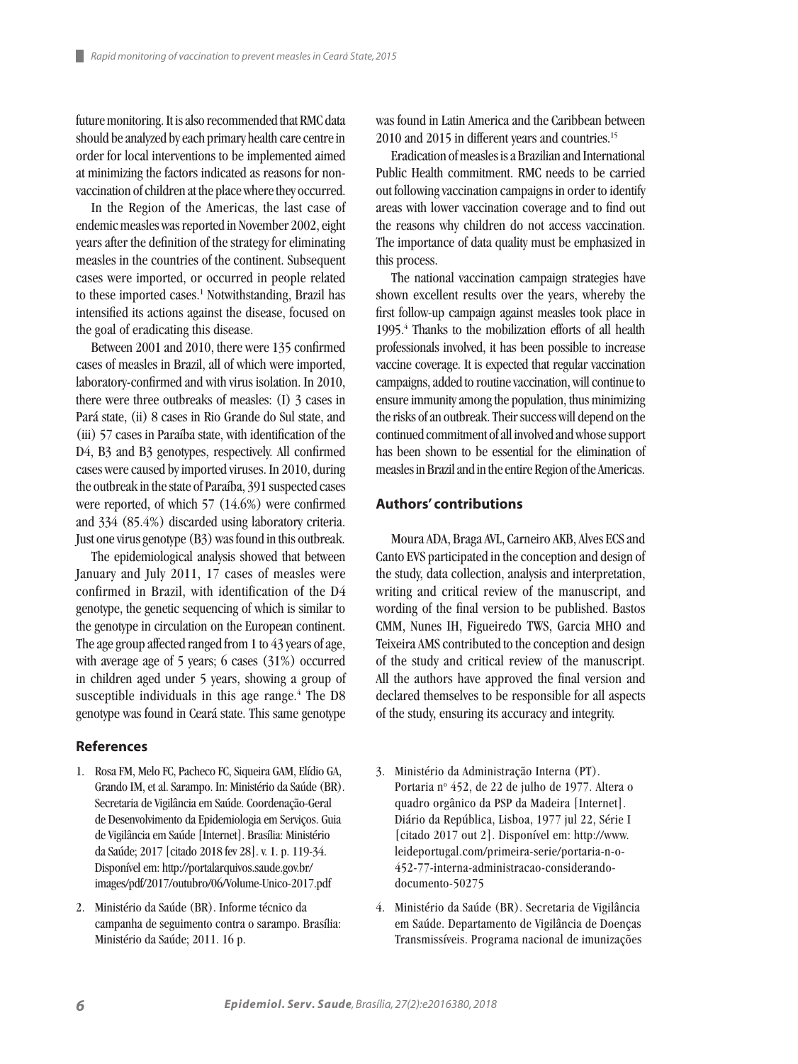future monitoring. It is also recommended that RMC data should be analyzed by each primary health care centre in order for local interventions to be implemented aimed at minimizing the factors indicated as reasons for non-vaccination of children at the place where they occurred.

In the Region of the Americas, the last case of endemic measles was reported in November 2002, eight years after the definition of the strategy for eliminating measles in the countries of the continent. Subsequent cases were imported, or occurred in people related to these imported cases.[1] Notwithstanding, Brazil has intensified its actions against the disease, focused on the goal of eradicating this disease.

Between 2001 and 2010, there were 135 confirmed cases of measles in Brazil, all of which were imported, laboratory-confirmed and with virus isolation. In 2010, there were three outbreaks of measles: (I) 3 cases in Pará state, (ii) 8 cases in Rio Grande do Sul state, and (iii) 57 cases in Paraíba state, with identification of the D4, B3 and B3 genotypes, respectively. All confirmed cases were caused by imported viruses. In 2010, during the outbreak in the state of Paraíba, 391 suspected cases were reported, of which 57 (14.6%) were confirmed and 334 (85.4%) discarded using laboratory criteria. Just one virus genotype (B3) was found in this outbreak.

The epidemiological analysis showed that between January and July 2011, 17 cases of measles were confirmed in Brazil, with identification of the D4 genotype, the genetic sequencing of which is similar to the genotype in circulation on the European continent. The age group affected ranged from 1 to 43 years of age, with average age of 5 years; 6 cases (31%) occurred in children aged under 5 years, showing a group of susceptible individuals in this age range.[4] The D8 genotype was found in Ceará state. This same genotype was found in Latin America and the Caribbean between 2010 and 2015 in different years and countries.[15]

Eradication of measles is a Brazilian and International Public Health commitment. RMC needs to be carried out following vaccination campaigns in order to identify areas with lower vaccination coverage and to find out the reasons why children do not access vaccination. The importance of data quality must be emphasized in this process.

The national vaccination campaign strategies have shown excellent results over the years, whereby the first follow-up campaign against measles took place in 1995.[4] Thanks to the mobilization efforts of all health professionals involved, it has been possible to increase vaccine coverage. It is expected that regular vaccination campaigns, added to routine vaccination, will continue to ensure immunity among the population, thus minimizing the risks of an outbreak. Their success will depend on the continued commitment of all involved and whose support has been shown to be essential for the elimination of measles in Brazil and in the entire Region of the Americas.

## Authors' contributions

Moura ADA, Braga AVL, Carneiro AKB, Alves ECS and Canto EVS participated in the conception and design of the study, data collection, analysis and interpretation, writing and critical review of the manuscript, and wording of the final version to be published. Bastos CMM, Nunes IH, Figueiredo TWS, Garcia MHO and Teixeira AMS contributed to the conception and design of the study and critical review of the manuscript. All the authors have approved the final version and declared themselves to be responsible for all aspects of the study, ensuring its accuracy and integrity.

## References

1. Rosa FM, Melo FC, Pacheco FC, Siqueira GAM, Elídio GA, Grando IM, et al. Sarampo. In: Ministério da Saúde (BR). Secretaria de Vigilância em Saúde. Coordenação-Geral de Desenvolvimento da Epidemiologia em Serviços. Guia de Vigilância em Saúde [Internet]. Brasília: Ministério da Saúde; 2017 [citado 2018 fev 28]. v. 1. p. 119-34. Disponível em: http://portalarquivos.saude.gov.br/images/pdf/2017/outubro/06/Volume-Unico-2017.pdf
2. Ministério da Saúde (BR). Informe técnico da campanha de seguimento contra o sarampo. Brasília: Ministério da Saúde; 2011. 16 p.
3. Ministério da Administração Interna (PT). Portaria nº 452, de 22 de julho de 1977. Altera o quadro orgânico da PSP da Madeira [Internet]. Diário da República, Lisboa, 1977 jul 22, Série I [citado 2017 out 2]. Disponível em: http://www.leideportugal.com/primeira-serie/portaria-n-o-452-77-interna-administracao-considerando-documento-50275
4. Ministério da Saúde (BR). Secretaria de Vigilância em Saúde. Departamento de Vigilância de Doenças Transmissíveis. Programa nacional de imunizações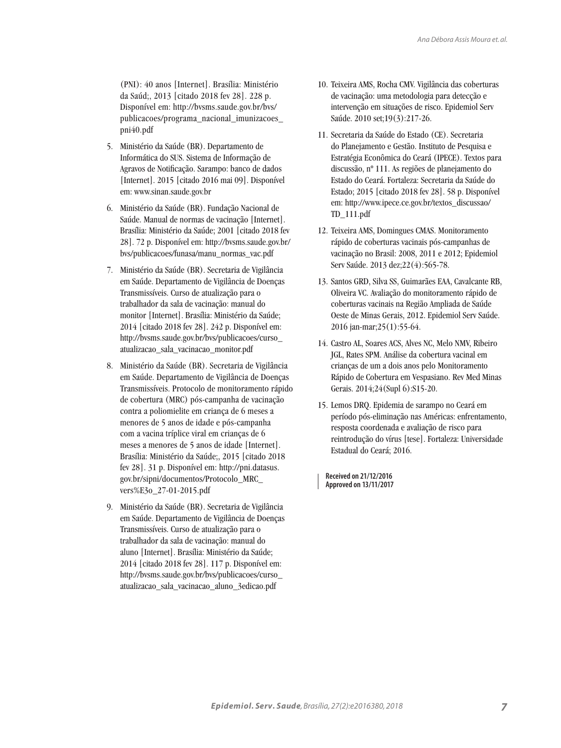(PNI): 40 anos [Internet]. Brasília: Ministério da Saúd;, 2013 [citado 2018 fev 28]. 228 p. Disponível em: http://bvsms.saude.gov.br/bvs/publicacoes/programa_nacional_imunizacoes_pni40.pdf

5. Ministério da Saúde (BR). Departamento de Informática do SUS. Sistema de Informação de Agravos de Notificação. Sarampo: banco de dados [Internet]. 2015 [citado 2016 mai 09]. Disponível em: www.sinan.saude.gov.br

6. Ministério da Saúde (BR). Fundação Nacional de Saúde. Manual de normas de vacinação [Internet]. Brasília: Ministério da Saúde; 2001 [citado 2018 fev 28]. 72 p. Disponível em: http://bvsms.saude.gov.br/bvs/publicacoes/funasa/manu_normas_vac.pdf

7. Ministério da Saúde (BR). Secretaria de Vigilância em Saúde. Departamento de Vigilância de Doenças Transmissíveis. Curso de atualização para o trabalhador da sala de vacinação: manual do monitor [Internet]. Brasília: Ministério da Saúde; 2014 [citado 2018 fev 28]. 242 p. Disponível em: http://bvsms.saude.gov.br/bvs/publicacoes/curso_atualizacao_sala_vacinacao_monitor.pdf

8. Ministério da Saúde (BR). Secretaria de Vigilância em Saúde. Departamento de Vigilância de Doenças Transmissíveis. Protocolo de monitoramento rápido de cobertura (MRC) pós-campanha de vacinação contra a poliomielite em criança de 6 meses a menores de 5 anos de idade e pós-campanha com a vacina tríplice viral em crianças de 6 meses a menores de 5 anos de idade [Internet]. Brasília: Ministério da Saúde;, 2015 [citado 2018 fev 28]. 31 p. Disponível em: http://pni.datasus.gov.br/sipni/documentos/Protocolo_MRC_vers%E3o_27-01-2015.pdf

9. Ministério da Saúde (BR). Secretaria de Vigilância em Saúde. Departamento de Vigilância de Doenças Transmissíveis. Curso de atualização para o trabalhador da sala de vacinação: manual do aluno [Internet]. Brasília: Ministério da Saúde; 2014 [citado 2018 fev 28]. 117 p. Disponível em: http://bvsms.saude.gov.br/bvs/publicacoes/curso_atualizacao_sala_vacinacao_aluno_3edicao.pdf

10. Teixeira AMS, Rocha CMV. Vigilância das coberturas de vacinação: uma metodologia para detecção e intervenção em situações de risco. Epidemiol Serv Saúde. 2010 set;19(3):217-26.

11. Secretaria da Saúde do Estado (CE). Secretaria do Planejamento e Gestão. Instituto de Pesquisa e Estratégia Econômica do Ceará (IPECE). Textos para discussão, nº 111. As regiões de planejamento do Estado do Ceará. Fortaleza: Secretaria da Saúde do Estado; 2015 [citado 2018 fev 28]. 58 p. Disponível em: http://www.ipece.ce.gov.br/textos_discussao/TD_111.pdf

12. Teixeira AMS, Domingues CMAS. Monitoramento rápido de coberturas vacinais pós-campanhas de vacinação no Brasil: 2008, 2011 e 2012; Epidemiol Serv Saúde. 2013 dez;22(4):565-78.

13. Santos GRD, Silva SS, Guimarães EAA, Cavalcante RB, Oliveira VC. Avaliação do monitoramento rápido de coberturas vacinais na Região Ampliada de Saúde Oeste de Minas Gerais, 2012. Epidemiol Serv Saúde. 2016 jan-mar;25(1):55-64.

14. Castro AL, Soares ACS, Alves NC, Melo NMV, Ribeiro JGL, Rates SPM. Análise da cobertura vacinal em crianças de um a dois anos pelo Monitoramento Rápido de Cobertura em Vespasiano. Rev Med Minas Gerais. 2014;24(Supl 6):S15-20.

15. Lemos DRQ. Epidemia de sarampo no Ceará em período pós-eliminação nas Américas: enfrentamento, resposta coordenada e avaliação de risco para reintrodução do vírus [tese]. Fortaleza: Universidade Estadual do Ceará; 2016.

**Received on 21/12/2016**
**Approved on 13/11/2017**